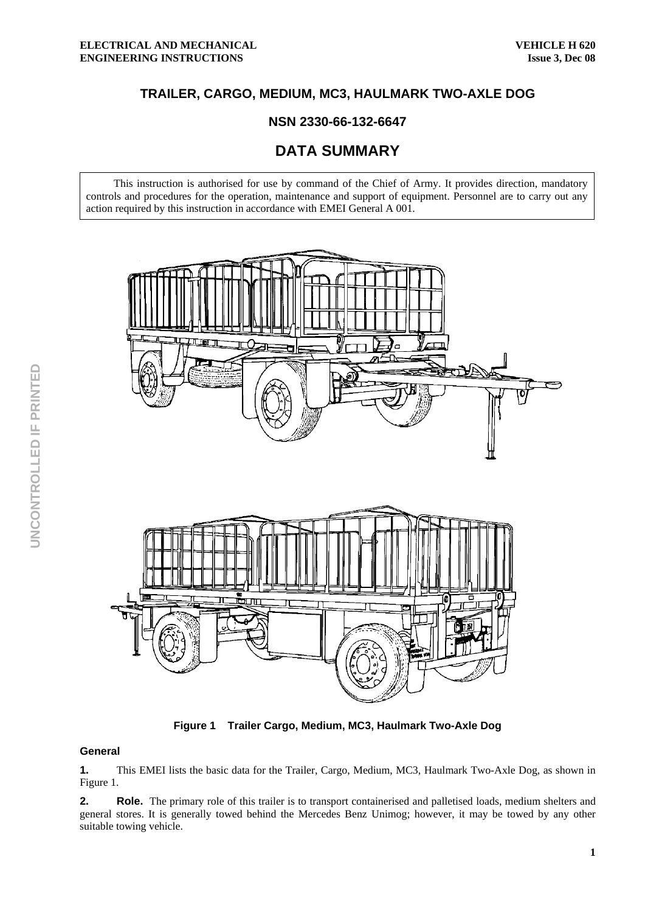# TRAILER, CARGO, MEDIUM, MC3, HAULMARK TWO-AXLE DOG

## NSN 2330-66-132-6647

# DATA SUMMARY

This instruction is authorised for use by command of the Chief of Army. It provides direction, mandatory controls and procedures for the operation, maintenance and support of equipment. Personnel are to carry out any action required by this instruction in accordance with EMEI General A 001.

**Figure 1 Trailer Cargo, Medium, MC3, Haulmark Two-Axle Dog**

### General

**1.** This EMEI lists the basic data for the Trailer, Cargo, Medium, MC3, Haulmark Two-Axle Dog, as shown in Figure 1.

**2. Role.** The primary role of this trailer is to transport containerised and palletised loads, medium shelters and general stores. It is generally towed behind the Mercedes Benz Unimog; however, it may be towed by any other suitable towing vehicle.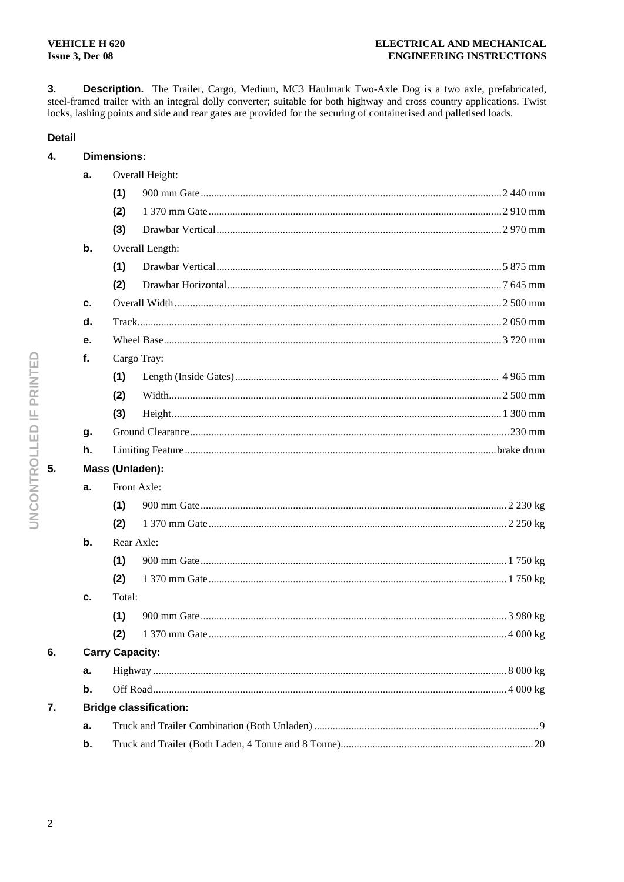**3. Description.** The Trailer, Cargo, Medium, MC3 Haulmark Two-Axle Dog is a two axle, prefabricated, steel-framed trailer with an integral dolly converter; suitable for both highway and cross country applications. Twist locks, lashing points and side and rear gates are provided for the securing of containerised and palletised loads.

**Detail**

**4. Dimensions:**

- **a.** Overall Height:
  - **(1)** 900 mm Gate ........ 2 440 mm
  - **(2)** 1 370 mm Gate ........ 2 910 mm
  - **(3)** Drawbar Vertical ........ 2 970 mm
- **b.** Overall Length:
  - **(1)** Drawbar Vertical ........ 5 875 mm
  - **(2)** Drawbar Horizontal ........ 7 645 mm
- **c.** Overall Width ........ 2 500 mm
- **d.** Track ........ 2 050 mm
- **e.** Wheel Base ........ 3 720 mm
- **f.** Cargo Tray:
  - **(1)** Length (Inside Gates) ........ 4 965 mm
  - **(2)** Width ........ 2 500 mm
  - **(3)** Height ........ 1 300 mm
- **g.** Ground Clearance ........ 230 mm
- **h.** Limiting Feature ........ brake drum

**5. Mass (Unladen):**

- **a.** Front Axle:
  - **(1)** 900 mm Gate ........ 2 230 kg
  - **(2)** 1 370 mm Gate ........ 2 250 kg
- **b.** Rear Axle:
  - **(1)** 900 mm Gate ........ 1 750 kg
  - **(2)** 1 370 mm Gate ........ 1 750 kg
- **c.** Total:
  - **(1)** 900 mm Gate ........ 3 980 kg
  - **(2)** 1 370 mm Gate ........ 4 000 kg

**6. Carry Capacity:**

- **a.** Highway ........ 8 000 kg
- **b.** Off Road ........ 4 000 kg

**7. Bridge classification:**

- **a.** Truck and Trailer Combination (Both Unladen) ........ 9
- **b.** Truck and Trailer (Both Laden, 4 Tonne and 8 Tonne) ........ 20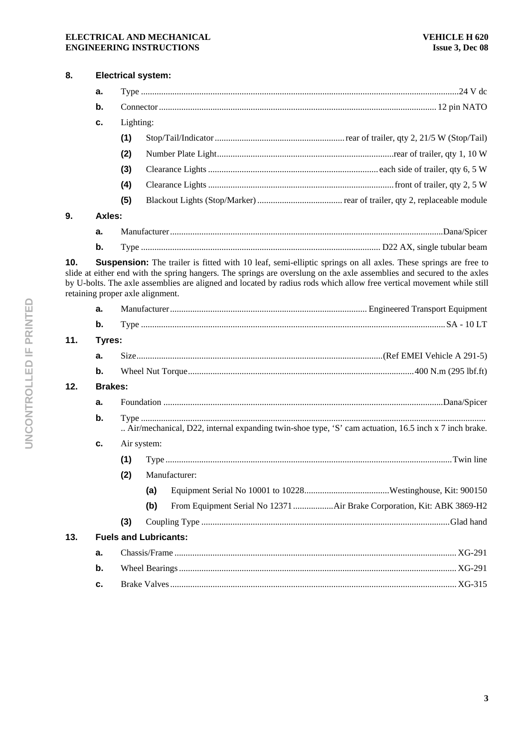**8. Electrical system:**

- **a.** Type ........ 24 V dc
- **b.** Connector ........ 12 pin NATO
- **c.** Lighting:
  - **(1)** Stop/Tail/Indicator ........ rear of trailer, qty 2, 21/5 W (Stop/Tail)
  - **(2)** Number Plate Light ........ rear of trailer, qty 1, 10 W
  - **(3)** Clearance Lights ........ each side of trailer, qty 6, 5 W
  - **(4)** Clearance Lights ........ front of trailer, qty 2, 5 W
  - **(5)** Blackout Lights (Stop/Marker) ........ rear of trailer, qty 2, replaceable module

**9. Axles:**

- **a.** Manufacturer ........ Dana/Spicer
- **b.** Type ........ D22 AX, single tubular beam

**10. Suspension:** The trailer is fitted with 10 leaf, semi-elliptic springs on all axles. These springs are free to slide at either end with the spring hangers. The springs are overslung on the axle assemblies and secured to the axles by U-bolts. The axle assemblies are aligned and located by radius rods which allow free vertical movement while still retaining proper axle alignment.

- **a.** Manufacturer ........ Engineered Transport Equipment
- **b.** Type ........ SA - 10 LT

**11. Tyres:**

- **a.** Size ........ (Ref EMEI Vehicle A 291-5)
- **b.** Wheel Nut Torque ........ 400 N.m (295 lbf.ft)

**12. Brakes:**

- **a.** Foundation ........ Dana/Spicer
- **b.** Type ........ Air/mechanical, D22, internal expanding twin-shoe type, 'S' cam actuation, 16.5 inch x 7 inch brake.
- **c.** Air system:
  - **(1)** Type ........ Twin line
  - **(2)** Manufacturer:
    - **(a)** Equipment Serial No 10001 to 10228 ........ Westinghouse, Kit: 900150
    - **(b)** From Equipment Serial No 12371 ........ Air Brake Corporation, Kit: ABK 3869-H2
  - **(3)** Coupling Type ........ Glad hand

**13. Fuels and Lubricants:**

- **a.** Chassis/Frame ........ XG-291
- **b.** Wheel Bearings ........ XG-291
- **c.** Brake Valves ........ XG-315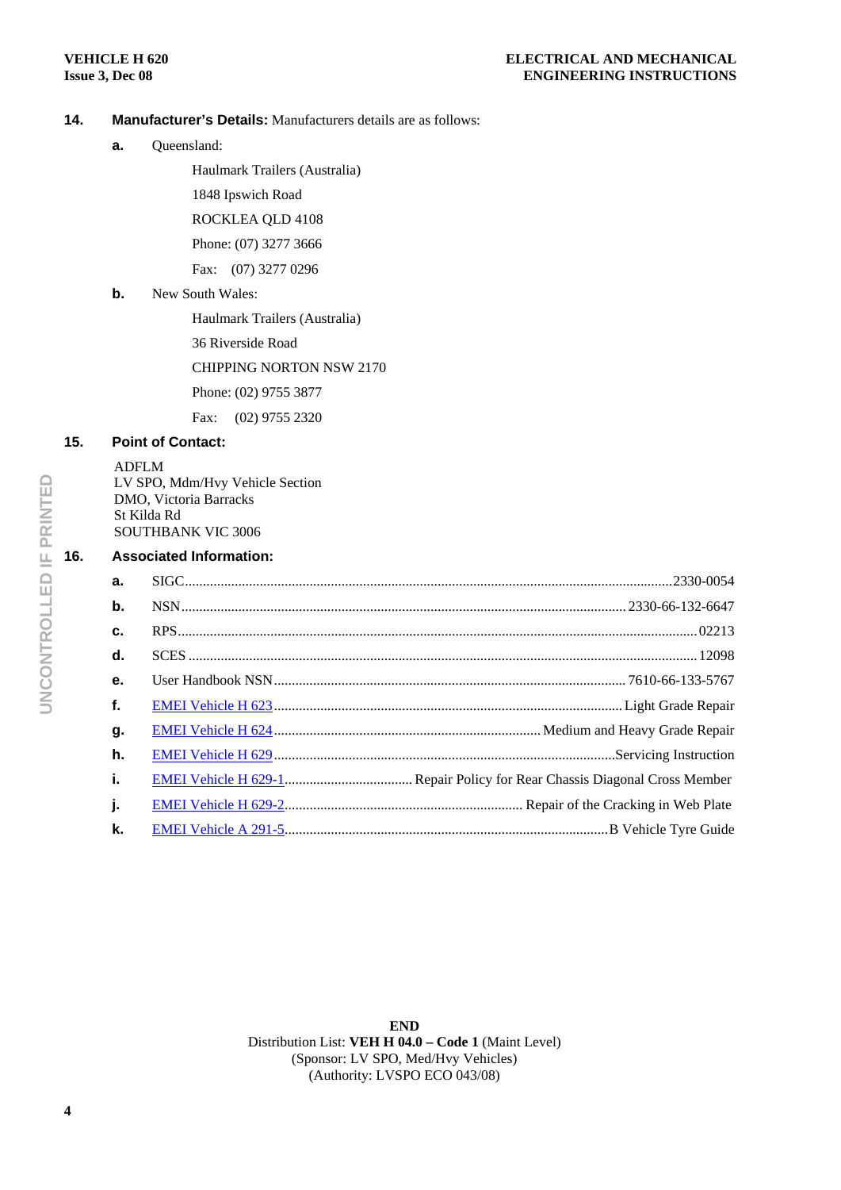**14.** **Manufacturer's Details:** Manufacturers details are as follows:

**a.** Queensland:

Haulmark Trailers (Australia)
1848 Ipswich Road
ROCKLEA QLD 4108
Phone: (07) 3277 3666
Fax: (07) 3277 0296

**b.** New South Wales:

Haulmark Trailers (Australia)
36 Riverside Road
CHIPPING NORTON NSW 2170
Phone: (02) 9755 3877
Fax: (02) 9755 2320

**15.** **Point of Contact:**

ADFLM
LV SPO, Mdm/Hvy Vehicle Section
DMO, Victoria Barracks
St Kilda Rd
SOUTHBANK VIC 3006

**16.** **Associated Information:**

**a.** SIGC........................................ 2330-0054

**b.** NSN........................................ 2330-66-132-6647

**c.** RPS........................................ 02213

**d.** SCES........................................ 12098

**e.** User Handbook NSN........................................ 7610-66-133-5767

**f.** EMEI Vehicle H 623........................................ Light Grade Repair

**g.** EMEI Vehicle H 624........................................ Medium and Heavy Grade Repair

**h.** EMEI Vehicle H 629........................................ Servicing Instruction

**i.** EMEI Vehicle H 629-1........................................ Repair Policy for Rear Chassis Diagonal Cross Member

**j.** EMEI Vehicle H 629-2........................................ Repair of the Cracking in Web Plate

**k.** EMEI Vehicle A 291-5........................................ B Vehicle Tyre Guide

**END**
Distribution List: **VEH H 04.0 – Code 1** (Maint Level)
(Sponsor: LV SPO, Med/Hvy Vehicles)
(Authority: LVSPO ECO 043/08)